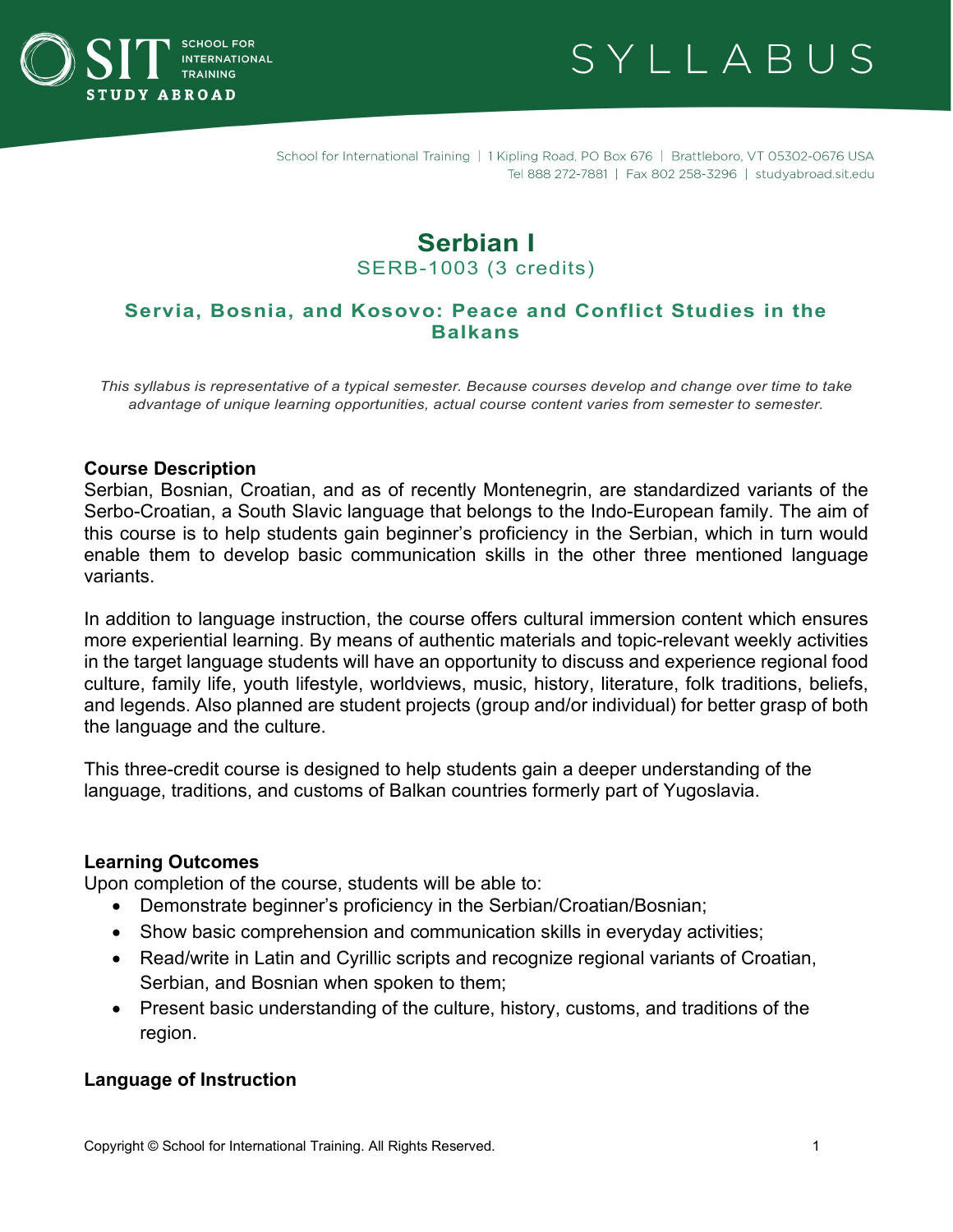SCHOOL FOR INTERNATIONAL TRAINING

STUDY ABROAD

SYLLABUS

School for International Training | 1 Kipling Road, PO Box 676 | Brattleboro, VT 05302-0676 USA
Tel 888 272-7881 | Fax 802 258-3296 | studyabroad.sit.edu

# Serbian I

SERB-1003 (3 credits)

## Servia, Bosnia, and Kosovo: Peace and Conflict Studies in the Balkans

*This syllabus is representative of a typical semester. Because courses develop and change over time to take advantage of unique learning opportunities, actual course content varies from semester to semester.*

### Course Description

Serbian, Bosnian, Croatian, and as of recently Montenegrin, are standardized variants of the Serbo-Croatian, a South Slavic language that belongs to the Indo-European family. The aim of this course is to help students gain beginner's proficiency in the Serbian, which in turn would enable them to develop basic communication skills in the other three mentioned language variants.

In addition to language instruction, the course offers cultural immersion content which ensures more experiential learning. By means of authentic materials and topic-relevant weekly activities in the target language students will have an opportunity to discuss and experience regional food culture, family life, youth lifestyle, worldviews, music, history, literature, folk traditions, beliefs, and legends. Also planned are student projects (group and/or individual) for better grasp of both the language and the culture.

This three-credit course is designed to help students gain a deeper understanding of the language, traditions, and customs of Balkan countries formerly part of Yugoslavia.

### Learning Outcomes

Upon completion of the course, students will be able to:

- Demonstrate beginner's proficiency in the Serbian/Croatian/Bosnian;
- Show basic comprehension and communication skills in everyday activities;
- Read/write in Latin and Cyrillic scripts and recognize regional variants of Croatian, Serbian, and Bosnian when spoken to them;
- Present basic understanding of the culture, history, customs, and traditions of the region.

### Language of Instruction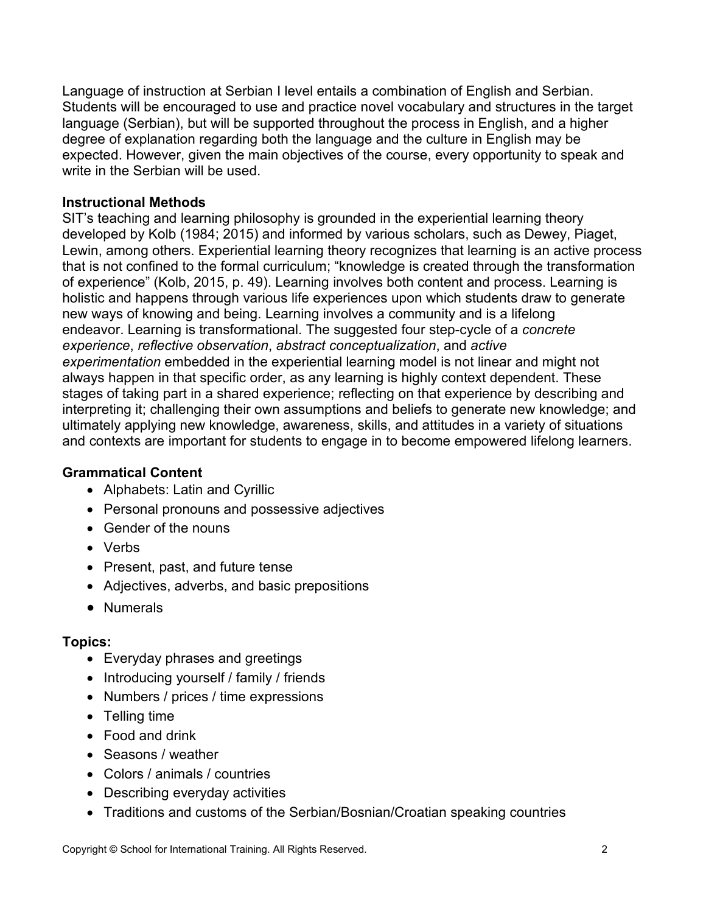Language of instruction at Serbian I level entails a combination of English and Serbian. Students will be encouraged to use and practice novel vocabulary and structures in the target language (Serbian), but will be supported throughout the process in English, and a higher degree of explanation regarding both the language and the culture in English may be expected. However, given the main objectives of the course, every opportunity to speak and write in the Serbian will be used.

**Instructional Methods**

SIT's teaching and learning philosophy is grounded in the experiential learning theory developed by Kolb (1984; 2015) and informed by various scholars, such as Dewey, Piaget, Lewin, among others. Experiential learning theory recognizes that learning is an active process that is not confined to the formal curriculum; "knowledge is created through the transformation of experience" (Kolb, 2015, p. 49). Learning involves both content and process. Learning is holistic and happens through various life experiences upon which students draw to generate new ways of knowing and being. Learning involves a community and is a lifelong endeavor. Learning is transformational. The suggested four step-cycle of a *concrete experience*, *reflective observation*, *abstract conceptualization*, and *active experimentation* embedded in the experiential learning model is not linear and might not always happen in that specific order, as any learning is highly context dependent. These stages of taking part in a shared experience; reflecting on that experience by describing and interpreting it; challenging their own assumptions and beliefs to generate new knowledge; and ultimately applying new knowledge, awareness, skills, and attitudes in a variety of situations and contexts are important for students to engage in to become empowered lifelong learners.

**Grammatical Content**

- Alphabets: Latin and Cyrillic
- Personal pronouns and possessive adjectives
- Gender of the nouns
- Verbs
- Present, past, and future tense
- Adjectives, adverbs, and basic prepositions
- Numerals

**Topics:**

- Everyday phrases and greetings
- Introducing yourself / family / friends
- Numbers / prices / time expressions
- Telling time
- Food and drink
- Seasons / weather
- Colors / animals / countries
- Describing everyday activities
- Traditions and customs of the Serbian/Bosnian/Croatian speaking countries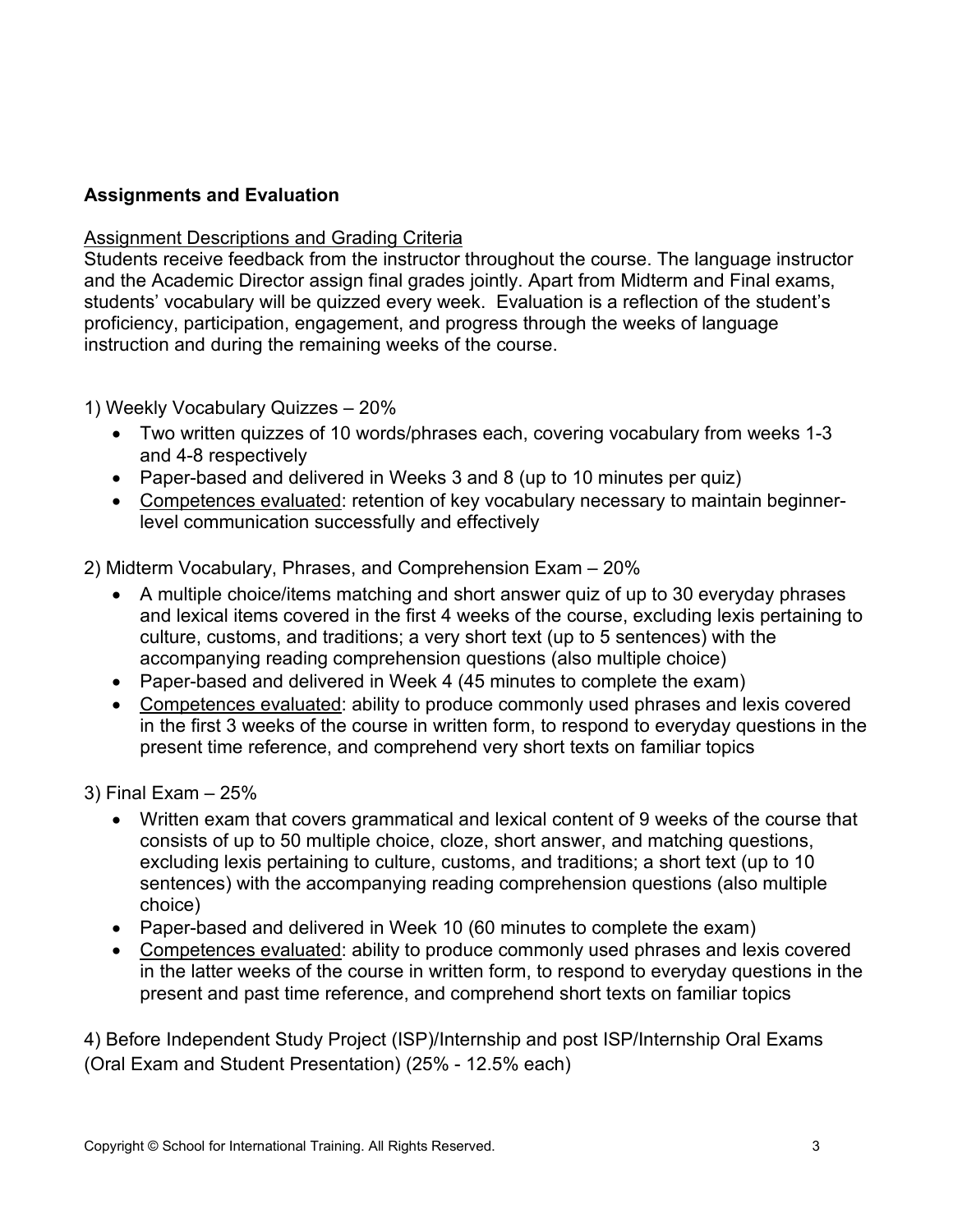## Assignments and Evaluation

<u>Assignment Descriptions and Grading Criteria</u>

Students receive feedback from the instructor throughout the course. The language instructor and the Academic Director assign final grades jointly. Apart from Midterm and Final exams, students' vocabulary will be quizzed every week. Evaluation is a reflection of the student's proficiency, participation, engagement, and progress through the weeks of language instruction and during the remaining weeks of the course.

1) Weekly Vocabulary Quizzes – 20%

- Two written quizzes of 10 words/phrases each, covering vocabulary from weeks 1-3 and 4-8 respectively
- Paper-based and delivered in Weeks 3 and 8 (up to 10 minutes per quiz)
- <u>Competences evaluated</u>: retention of key vocabulary necessary to maintain beginner-level communication successfully and effectively

2) Midterm Vocabulary, Phrases, and Comprehension Exam – 20%

- A multiple choice/items matching and short answer quiz of up to 30 everyday phrases and lexical items covered in the first 4 weeks of the course, excluding lexis pertaining to culture, customs, and traditions; a very short text (up to 5 sentences) with the accompanying reading comprehension questions (also multiple choice)
- Paper-based and delivered in Week 4 (45 minutes to complete the exam)
- <u>Competences evaluated</u>: ability to produce commonly used phrases and lexis covered in the first 3 weeks of the course in written form, to respond to everyday questions in the present time reference, and comprehend very short texts on familiar topics

3) Final Exam – 25%

- Written exam that covers grammatical and lexical content of 9 weeks of the course that consists of up to 50 multiple choice, cloze, short answer, and matching questions, excluding lexis pertaining to culture, customs, and traditions; a short text (up to 10 sentences) with the accompanying reading comprehension questions (also multiple choice)
- Paper-based and delivered in Week 10 (60 minutes to complete the exam)
- <u>Competences evaluated</u>: ability to produce commonly used phrases and lexis covered in the latter weeks of the course in written form, to respond to everyday questions in the present and past time reference, and comprehend short texts on familiar topics

4) Before Independent Study Project (ISP)/Internship and post ISP/Internship Oral Exams (Oral Exam and Student Presentation) (25% - 12.5% each)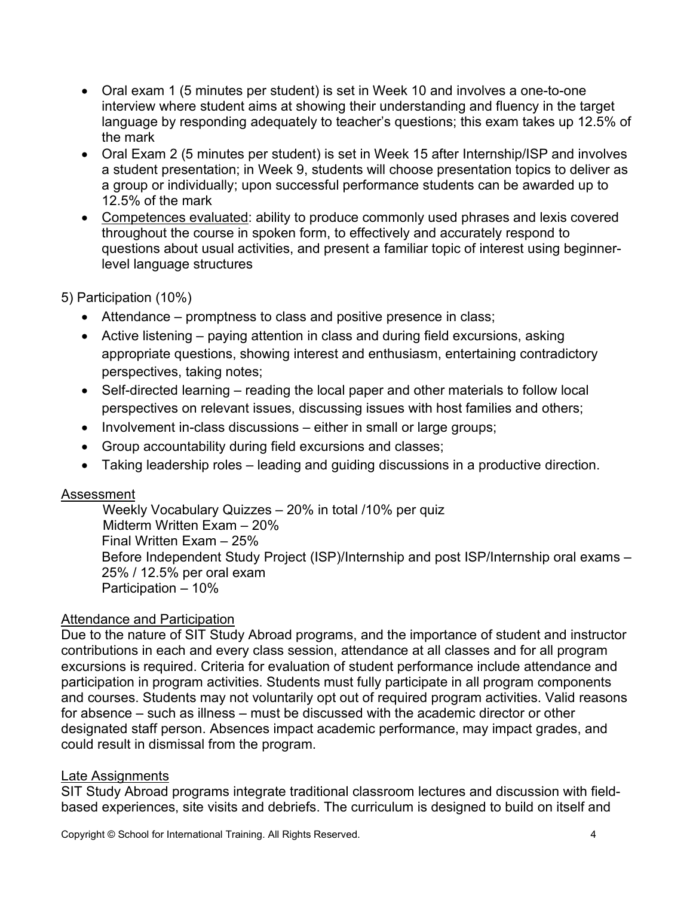- Oral exam 1 (5 minutes per student) is set in Week 10 and involves a one-to-one interview where student aims at showing their understanding and fluency in the target language by responding adequately to teacher's questions; this exam takes up 12.5% of the mark
- Oral Exam 2 (5 minutes per student) is set in Week 15 after Internship/ISP and involves a student presentation; in Week 9, students will choose presentation topics to deliver as a group or individually; upon successful performance students can be awarded up to 12.5% of the mark
- Competences evaluated: ability to produce commonly used phrases and lexis covered throughout the course in spoken form, to effectively and accurately respond to questions about usual activities, and present a familiar topic of interest using beginner-level language structures

5) Participation (10%)

- Attendance – promptness to class and positive presence in class;
- Active listening – paying attention in class and during field excursions, asking appropriate questions, showing interest and enthusiasm, entertaining contradictory perspectives, taking notes;
- Self-directed learning – reading the local paper and other materials to follow local perspectives on relevant issues, discussing issues with host families and others;
- Involvement in-class discussions – either in small or large groups;
- Group accountability during field excursions and classes;
- Taking leadership roles – leading and guiding discussions in a productive direction.

## Assessment

Weekly Vocabulary Quizzes – 20% in total /10% per quiz
Midterm Written Exam – 20%
Final Written Exam – 25%
Before Independent Study Project (ISP)/Internship and post ISP/Internship oral exams – 25% / 12.5% per oral exam
Participation – 10%

## Attendance and Participation

Due to the nature of SIT Study Abroad programs, and the importance of student and instructor contributions in each and every class session, attendance at all classes and for all program excursions is required. Criteria for evaluation of student performance include attendance and participation in program activities. Students must fully participate in all program components and courses. Students may not voluntarily opt out of required program activities. Valid reasons for absence – such as illness – must be discussed with the academic director or other designated staff person. Absences impact academic performance, may impact grades, and could result in dismissal from the program.

## Late Assignments

SIT Study Abroad programs integrate traditional classroom lectures and discussion with field-based experiences, site visits and debriefs. The curriculum is designed to build on itself and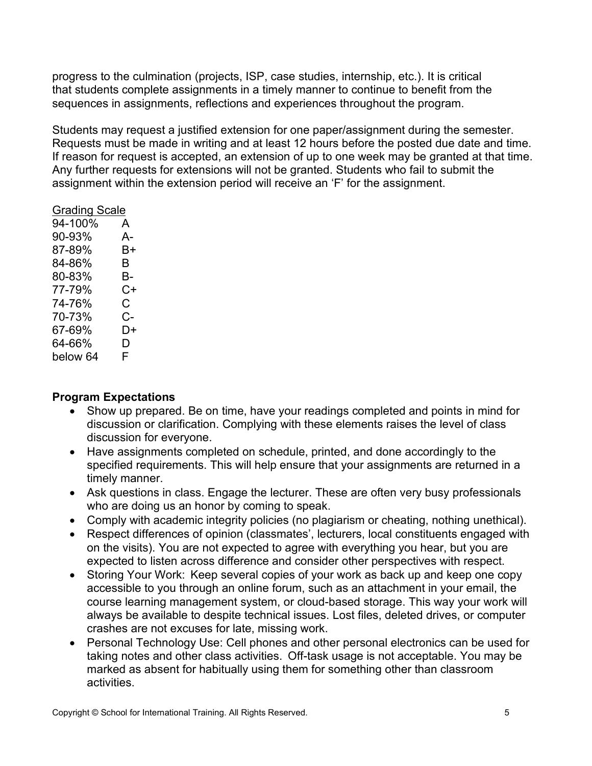progress to the culmination (projects, ISP, case studies, internship, etc.). It is critical that students complete assignments in a timely manner to continue to benefit from the sequences in assignments, reflections and experiences throughout the program.

Students may request a justified extension for one paper/assignment during the semester. Requests must be made in writing and at least 12 hours before the posted due date and time. If reason for request is accepted, an extension of up to one week may be granted at that time. Any further requests for extensions will not be granted. Students who fail to submit the assignment within the extension period will receive an 'F' for the assignment.

<u>Grading Scale</u>

| | |
|---|---|
| 94-100% | A |
| 90-93% | A- |
| 87-89% | B+ |
| 84-86% | B |
| 80-83% | B- |
| 77-79% | C+ |
| 74-76% | C |
| 70-73% | C- |
| 67-69% | D+ |
| 64-66% | D |
| below 64 | F |

**Program Expectations**

- Show up prepared. Be on time, have your readings completed and points in mind for discussion or clarification. Complying with these elements raises the level of class discussion for everyone.
- Have assignments completed on schedule, printed, and done accordingly to the specified requirements. This will help ensure that your assignments are returned in a timely manner.
- Ask questions in class. Engage the lecturer. These are often very busy professionals who are doing us an honor by coming to speak.
- Comply with academic integrity policies (no plagiarism or cheating, nothing unethical).
- Respect differences of opinion (classmates', lecturers, local constituents engaged with on the visits). You are not expected to agree with everything you hear, but you are expected to listen across difference and consider other perspectives with respect.
- Storing Your Work: Keep several copies of your work as back up and keep one copy accessible to you through an online forum, such as an attachment in your email, the course learning management system, or cloud-based storage. This way your work will always be available to despite technical issues. Lost files, deleted drives, or computer crashes are not excuses for late, missing work.
- Personal Technology Use: Cell phones and other personal electronics can be used for taking notes and other class activities. Off-task usage is not acceptable. You may be marked as absent for habitually using them for something other than classroom activities.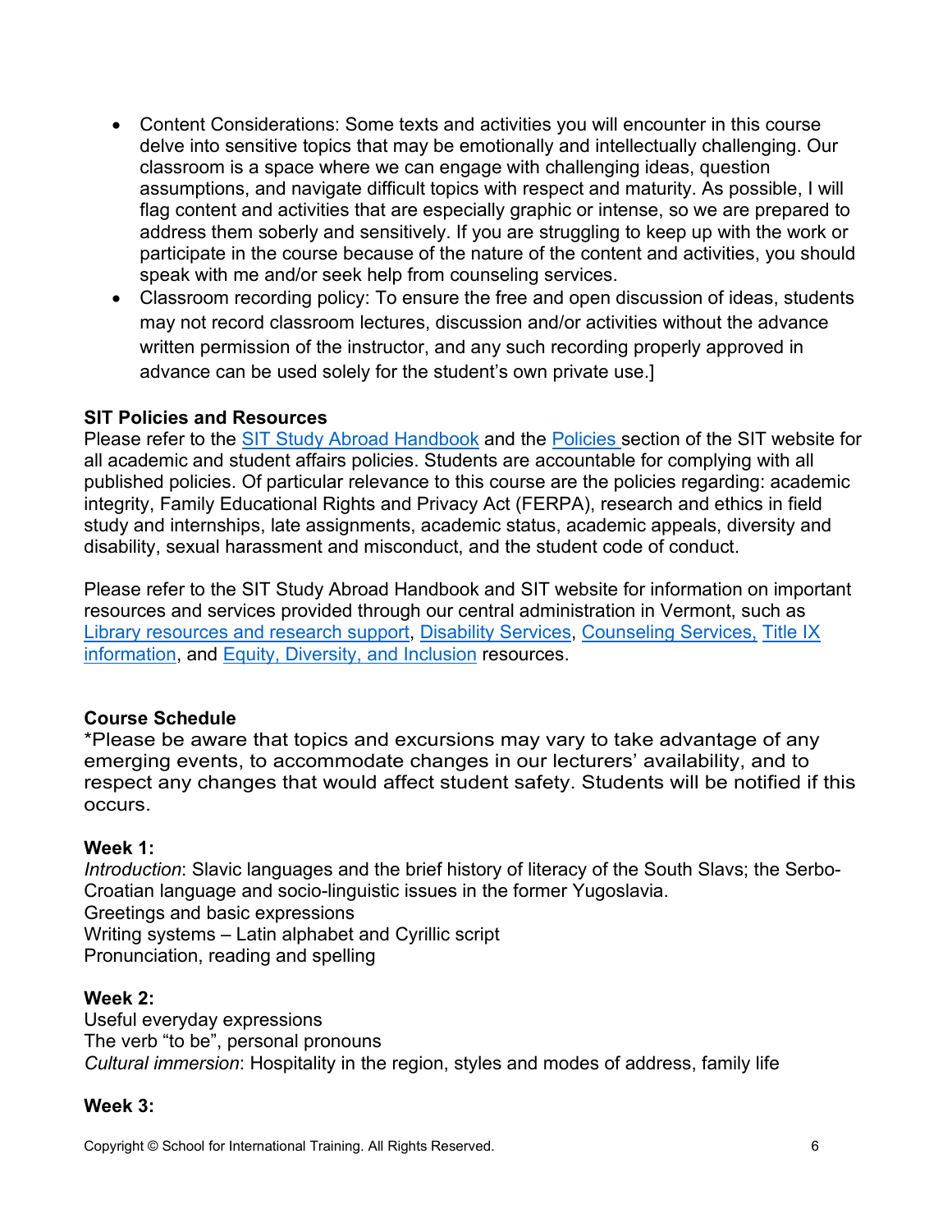- Content Considerations: Some texts and activities you will encounter in this course delve into sensitive topics that may be emotionally and intellectually challenging. Our classroom is a space where we can engage with challenging ideas, question assumptions, and navigate difficult topics with respect and maturity. As possible, I will flag content and activities that are especially graphic or intense, so we are prepared to address them soberly and sensitively. If you are struggling to keep up with the work or participate in the course because of the nature of the content and activities, you should speak with me and/or seek help from counseling services.
- Classroom recording policy: To ensure the free and open discussion of ideas, students may not record classroom lectures, discussion and/or activities without the advance written permission of the instructor, and any such recording properly approved in advance can be used solely for the student's own private use.]

**SIT Policies and Resources**
Please refer to the SIT Study Abroad Handbook and the Policies section of the SIT website for all academic and student affairs policies. Students are accountable for complying with all published policies. Of particular relevance to this course are the policies regarding: academic integrity, Family Educational Rights and Privacy Act (FERPA), research and ethics in field study and internships, late assignments, academic status, academic appeals, diversity and disability, sexual harassment and misconduct, and the student code of conduct.

Please refer to the SIT Study Abroad Handbook and SIT website for information on important resources and services provided through our central administration in Vermont, such as Library resources and research support, Disability Services, Counseling Services, Title IX information, and Equity, Diversity, and Inclusion resources.

**Course Schedule**
*Please be aware that topics and excursions may vary to take advantage of any emerging events, to accommodate changes in our lecturers' availability, and to respect any changes that would affect student safety. Students will be notified if this occurs.

**Week 1:**
*Introduction*: Slavic languages and the brief history of literacy of the South Slavs; the Serbo-Croatian language and socio-linguistic issues in the former Yugoslavia.
Greetings and basic expressions
Writing systems – Latin alphabet and Cyrillic script
Pronunciation, reading and spelling

**Week 2:**
Useful everyday expressions
The verb "to be", personal pronouns
*Cultural immersion*: Hospitality in the region, styles and modes of address, family life

**Week 3:**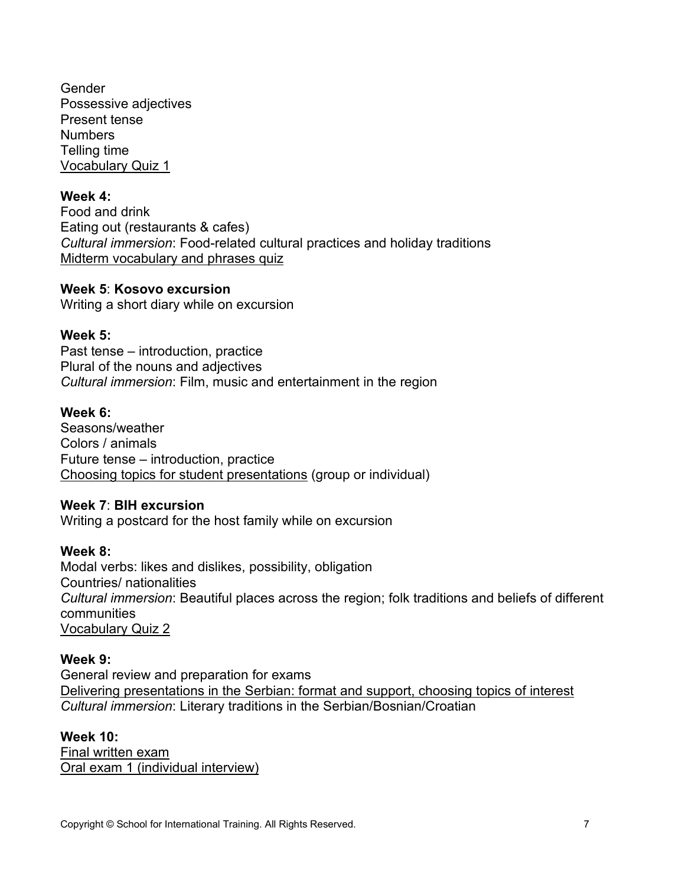Gender
Possessive adjectives
Present tense
Numbers
Telling time
<u>Vocabulary Quiz 1</u>

**Week 4:**
Food and drink
Eating out (restaurants & cafes)
*Cultural immersion*: Food-related cultural practices and holiday traditions
<u>Midterm vocabulary and phrases quiz</u>

**Week 5**: **Kosovo excursion**
Writing a short diary while on excursion

**Week 5:**
Past tense – introduction, practice
Plural of the nouns and adjectives
*Cultural immersion*: Film, music and entertainment in the region

**Week 6:**
Seasons/weather
Colors / animals
Future tense – introduction, practice
<u>Choosing topics for student presentations</u> (group or individual)

**Week 7**: **BIH excursion**
Writing a postcard for the host family while on excursion

**Week 8:**
Modal verbs: likes and dislikes, possibility, obligation
Countries/ nationalities
*Cultural immersion*: Beautiful places across the region; folk traditions and beliefs of different communities
<u>Vocabulary Quiz 2</u>

**Week 9:**
General review and preparation for exams
<u>Delivering presentations in the Serbian: format and support, choosing topics of interest</u>
*Cultural immersion*: Literary traditions in the Serbian/Bosnian/Croatian

**Week 10:**
<u>Final written exam</u>
<u>Oral exam 1 (individual interview)</u>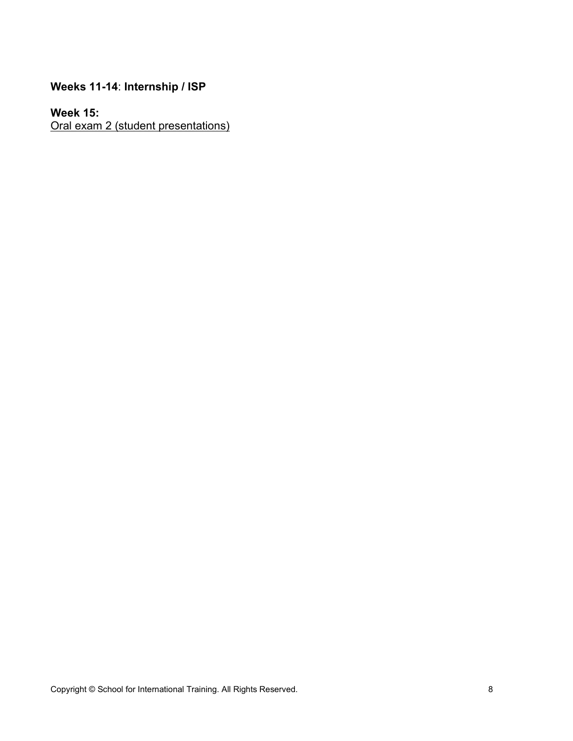**Weeks 11-14**: **Internship / ISP**

**Week 15:**
Oral exam 2 (student presentations)

Copyright © School for International Training. All Rights Reserved.